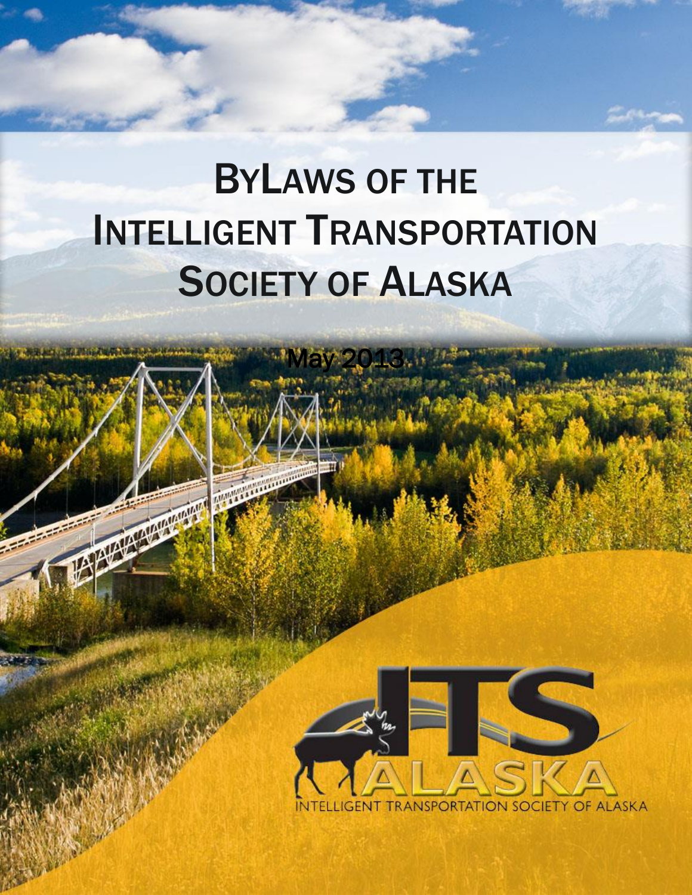# BYLAWS OF THE INTELLIGENT TRANSPORTATION SOCIETY OF ALASKA

May 2013

ITS ALASKA

INTELLIGENT TRANSPORTATION SOCIETY OF ALASKA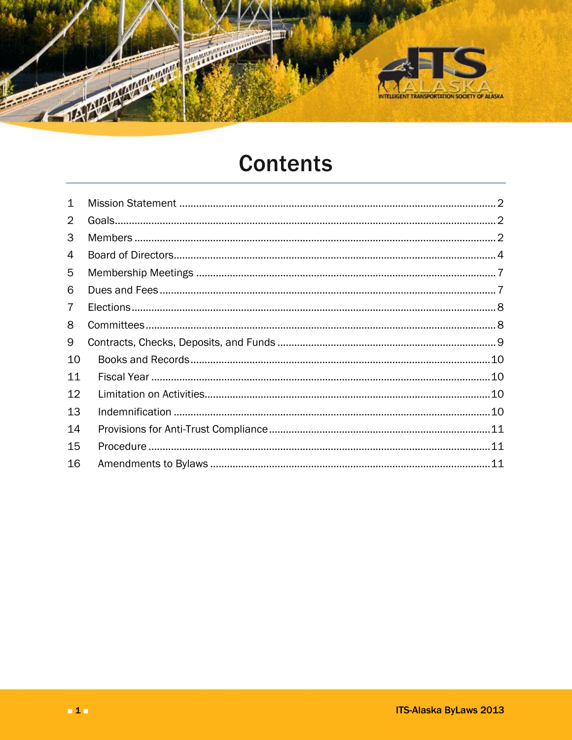# Contents

| | | |
|---|---|---|
| 1 | Mission Statement | 2 |
| 2 | Goals | 2 |
| 3 | Members | 2 |
| 4 | Board of Directors | 4 |
| 5 | Membership Meetings | 7 |
| 6 | Dues and Fees | 7 |
| 7 | Elections | 8 |
| 8 | Committees | 8 |
| 9 | Contracts, Checks, Deposits, and Funds | 9 |
| 10 | Books and Records | 10 |
| 11 | Fiscal Year | 10 |
| 12 | Limitation on Activities | 10 |
| 13 | Indemnification | 10 |
| 14 | Provisions for Anti-Trust Compliance | 11 |
| 15 | Procedure | 11 |
| 16 | Amendments to Bylaws | 11 |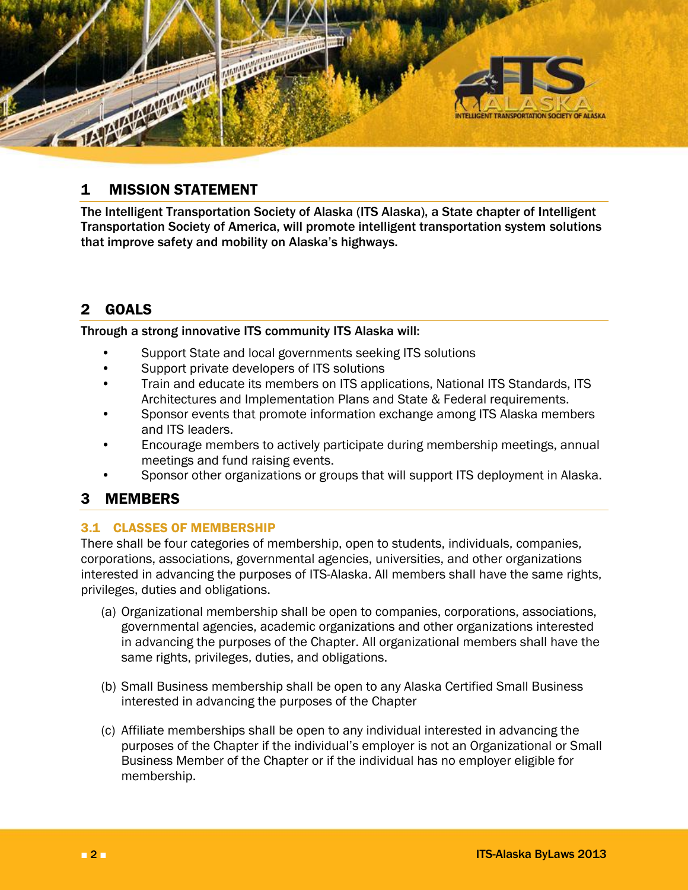# 1 MISSION STATEMENT

**The Intelligent Transportation Society of Alaska (ITS Alaska), a State chapter of Intelligent Transportation Society of America, will promote intelligent transportation system solutions that improve safety and mobility on Alaska's highways.**

# 2 GOALS

**Through a strong innovative ITS community ITS Alaska will:**

- Support State and local governments seeking ITS solutions
- Support private developers of ITS solutions
- Train and educate its members on ITS applications, National ITS Standards, ITS Architectures and Implementation Plans and State & Federal requirements.
- Sponsor events that promote information exchange among ITS Alaska members and ITS leaders.
- Encourage members to actively participate during membership meetings, annual meetings and fund raising events.
- Sponsor other organizations or groups that will support ITS deployment in Alaska.

# 3 MEMBERS

## 3.1 CLASSES OF MEMBERSHIP

There shall be four categories of membership, open to students, individuals, companies, corporations, associations, governmental agencies, universities, and other organizations interested in advancing the purposes of ITS-Alaska. All members shall have the same rights, privileges, duties and obligations.

(a) Organizational membership shall be open to companies, corporations, associations, governmental agencies, academic organizations and other organizations interested in advancing the purposes of the Chapter. All organizational members shall have the same rights, privileges, duties, and obligations.

(b) Small Business membership shall be open to any Alaska Certified Small Business interested in advancing the purposes of the Chapter

(c) Affiliate memberships shall be open to any individual interested in advancing the purposes of the Chapter if the individual's employer is not an Organizational or Small Business Member of the Chapter or if the individual has no employer eligible for membership.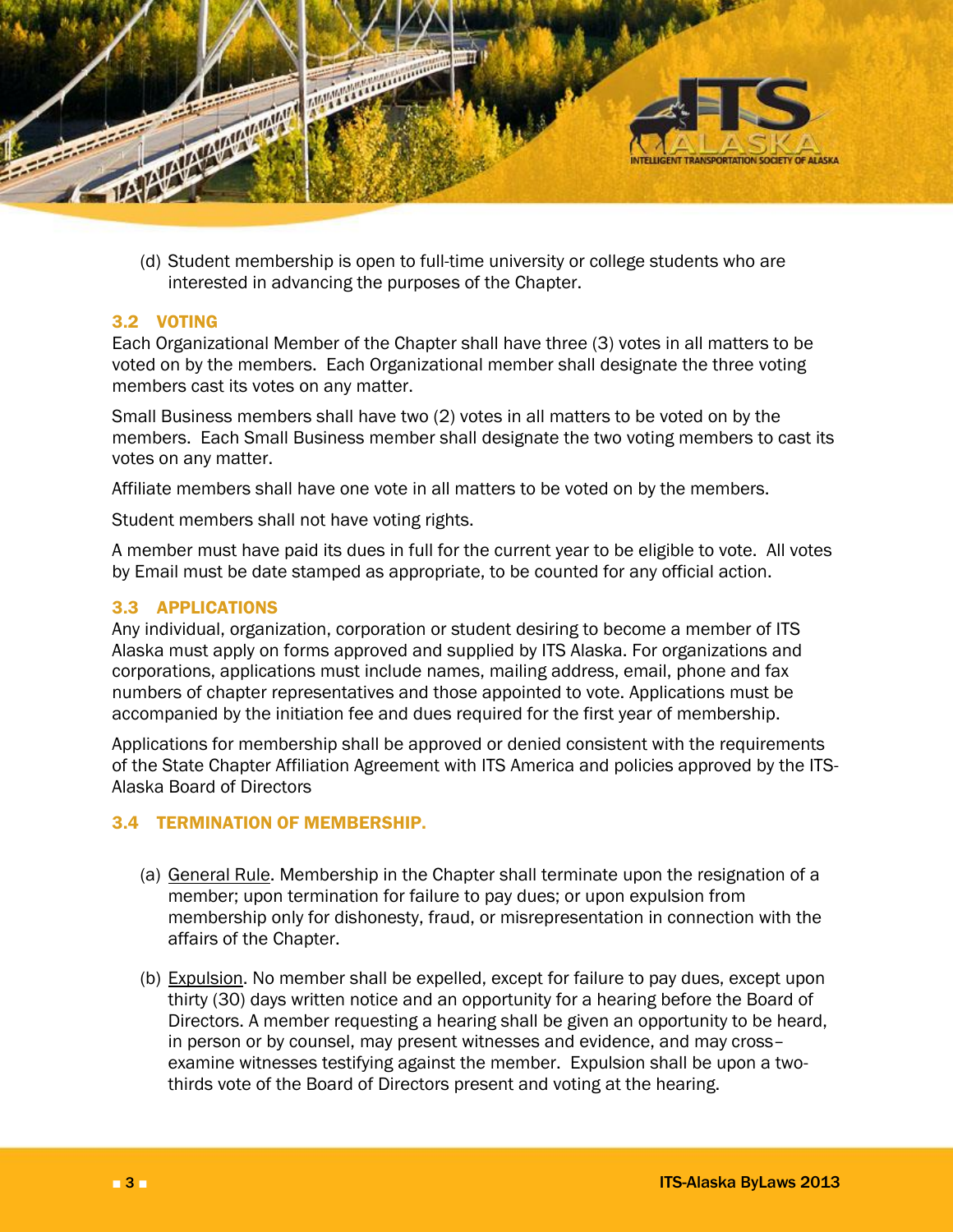(d) Student membership is open to full-time university or college students who are interested in advancing the purposes of the Chapter.

## 3.2 VOTING

Each Organizational Member of the Chapter shall have three (3) votes in all matters to be voted on by the members. Each Organizational member shall designate the three voting members cast its votes on any matter.

Small Business members shall have two (2) votes in all matters to be voted on by the members. Each Small Business member shall designate the two voting members to cast its votes on any matter.

Affiliate members shall have one vote in all matters to be voted on by the members.

Student members shall not have voting rights.

A member must have paid its dues in full for the current year to be eligible to vote. All votes by Email must be date stamped as appropriate, to be counted for any official action.

## 3.3 APPLICATIONS

Any individual, organization, corporation or student desiring to become a member of ITS Alaska must apply on forms approved and supplied by ITS Alaska. For organizations and corporations, applications must include names, mailing address, email, phone and fax numbers of chapter representatives and those appointed to vote. Applications must be accompanied by the initiation fee and dues required for the first year of membership.

Applications for membership shall be approved or denied consistent with the requirements of the State Chapter Affiliation Agreement with ITS America and policies approved by the ITS-Alaska Board of Directors

## 3.4 TERMINATION OF MEMBERSHIP.

(a) General Rule. Membership in the Chapter shall terminate upon the resignation of a member; upon termination for failure to pay dues; or upon expulsion from membership only for dishonesty, fraud, or misrepresentation in connection with the affairs of the Chapter.

(b) Expulsion. No member shall be expelled, except for failure to pay dues, except upon thirty (30) days written notice and an opportunity for a hearing before the Board of Directors. A member requesting a hearing shall be given an opportunity to be heard, in person or by counsel, may present witnesses and evidence, and may cross–examine witnesses testifying against the member. Expulsion shall be upon a two-thirds vote of the Board of Directors present and voting at the hearing.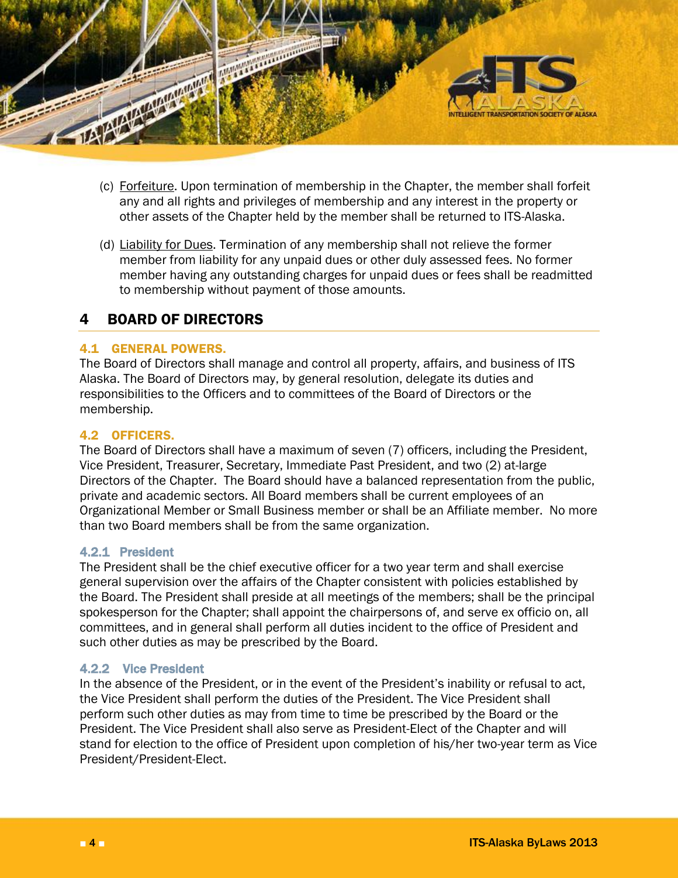(c) Forfeiture. Upon termination of membership in the Chapter, the member shall forfeit any and all rights and privileges of membership and any interest in the property or other assets of the Chapter held by the member shall be returned to ITS-Alaska.

(d) Liability for Dues. Termination of any membership shall not relieve the former member from liability for any unpaid dues or other duly assessed fees. No former member having any outstanding charges for unpaid dues or fees shall be readmitted to membership without payment of those amounts.

# 4 BOARD OF DIRECTORS

## 4.1 GENERAL POWERS.

The Board of Directors shall manage and control all property, affairs, and business of ITS Alaska. The Board of Directors may, by general resolution, delegate its duties and responsibilities to the Officers and to committees of the Board of Directors or the membership.

## 4.2 OFFICERS.

The Board of Directors shall have a maximum of seven (7) officers, including the President, Vice President, Treasurer, Secretary, Immediate Past President, and two (2) at-large Directors of the Chapter. The Board should have a balanced representation from the public, private and academic sectors. All Board members shall be current employees of an Organizational Member or Small Business member or shall be an Affiliate member. No more than two Board members shall be from the same organization.

### 4.2.1 President

The President shall be the chief executive officer for a two year term and shall exercise general supervision over the affairs of the Chapter consistent with policies established by the Board. The President shall preside at all meetings of the members; shall be the principal spokesperson for the Chapter; shall appoint the chairpersons of, and serve ex officio on, all committees, and in general shall perform all duties incident to the office of President and such other duties as may be prescribed by the Board.

### 4.2.2 Vice President

In the absence of the President, or in the event of the President's inability or refusal to act, the Vice President shall perform the duties of the President. The Vice President shall perform such other duties as may from time to time be prescribed by the Board or the President. The Vice President shall also serve as President-Elect of the Chapter and will stand for election to the office of President upon completion of his/her two-year term as Vice President/President-Elect.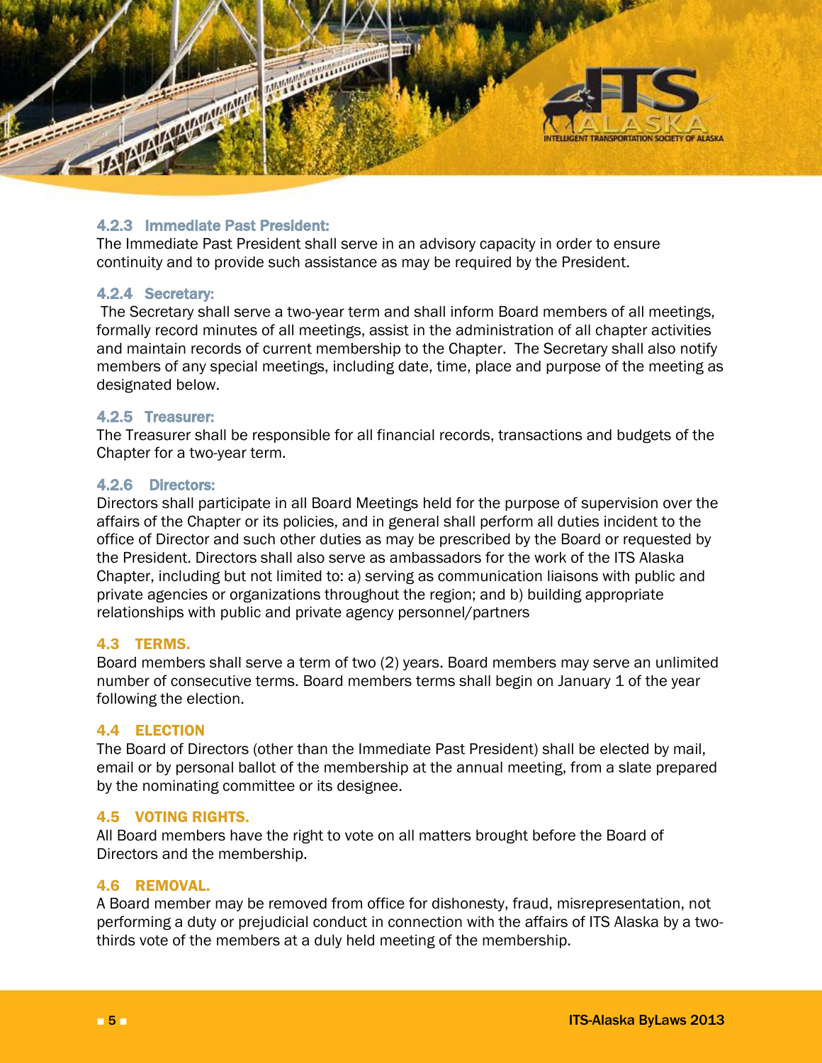### 4.2.3 Immediate Past President:

The Immediate Past President shall serve in an advisory capacity in order to ensure continuity and to provide such assistance as may be required by the President.

### 4.2.4 Secretary:

The Secretary shall serve a two-year term and shall inform Board members of all meetings, formally record minutes of all meetings, assist in the administration of all chapter activities and maintain records of current membership to the Chapter. The Secretary shall also notify members of any special meetings, including date, time, place and purpose of the meeting as designated below.

### 4.2.5 Treasurer:

The Treasurer shall be responsible for all financial records, transactions and budgets of the Chapter for a two-year term.

### 4.2.6 Directors:

Directors shall participate in all Board Meetings held for the purpose of supervision over the affairs of the Chapter or its policies, and in general shall perform all duties incident to the office of Director and such other duties as may be prescribed by the Board or requested by the President. Directors shall also serve as ambassadors for the work of the ITS Alaska Chapter, including but not limited to: a) serving as communication liaisons with public and private agencies or organizations throughout the region; and b) building appropriate relationships with public and private agency personnel/partners

## 4.3 TERMS.

Board members shall serve a term of two (2) years. Board members may serve an unlimited number of consecutive terms. Board members terms shall begin on January 1 of the year following the election.

## 4.4 ELECTION

The Board of Directors (other than the Immediate Past President) shall be elected by mail, email or by personal ballot of the membership at the annual meeting, from a slate prepared by the nominating committee or its designee.

## 4.5 VOTING RIGHTS.

All Board members have the right to vote on all matters brought before the Board of Directors and the membership.

## 4.6 REMOVAL.

A Board member may be removed from office for dishonesty, fraud, misrepresentation, not performing a duty or prejudicial conduct in connection with the affairs of ITS Alaska by a two-thirds vote of the members at a duly held meeting of the membership.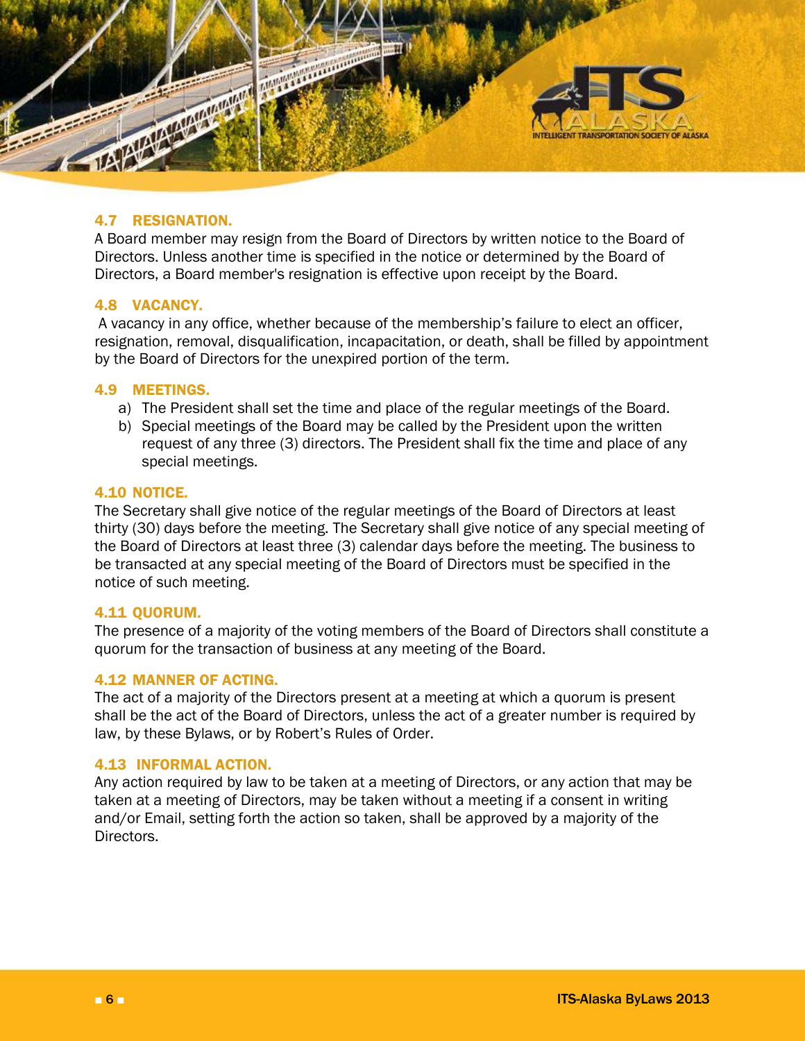### 4.7 RESIGNATION.

A Board member may resign from the Board of Directors by written notice to the Board of Directors. Unless another time is specified in the notice or determined by the Board of Directors, a Board member's resignation is effective upon receipt by the Board.

### 4.8 VACANCY.

A vacancy in any office, whether because of the membership's failure to elect an officer, resignation, removal, disqualification, incapacitation, or death, shall be filled by appointment by the Board of Directors for the unexpired portion of the term.

### 4.9 MEETINGS.

a) The President shall set the time and place of the regular meetings of the Board.
b) Special meetings of the Board may be called by the President upon the written request of any three (3) directors. The President shall fix the time and place of any special meetings.

### 4.10 NOTICE.

The Secretary shall give notice of the regular meetings of the Board of Directors at least thirty (30) days before the meeting. The Secretary shall give notice of any special meeting of the Board of Directors at least three (3) calendar days before the meeting. The business to be transacted at any special meeting of the Board of Directors must be specified in the notice of such meeting.

### 4.11 QUORUM.

The presence of a majority of the voting members of the Board of Directors shall constitute a quorum for the transaction of business at any meeting of the Board.

### 4.12 MANNER OF ACTING.

The act of a majority of the Directors present at a meeting at which a quorum is present shall be the act of the Board of Directors, unless the act of a greater number is required by law, by these Bylaws, or by Robert's Rules of Order.

### 4.13 INFORMAL ACTION.

Any action required by law to be taken at a meeting of Directors, or any action that may be taken at a meeting of Directors, may be taken without a meeting if a consent in writing and/or Email, setting forth the action so taken, shall be approved by a majority of the Directors.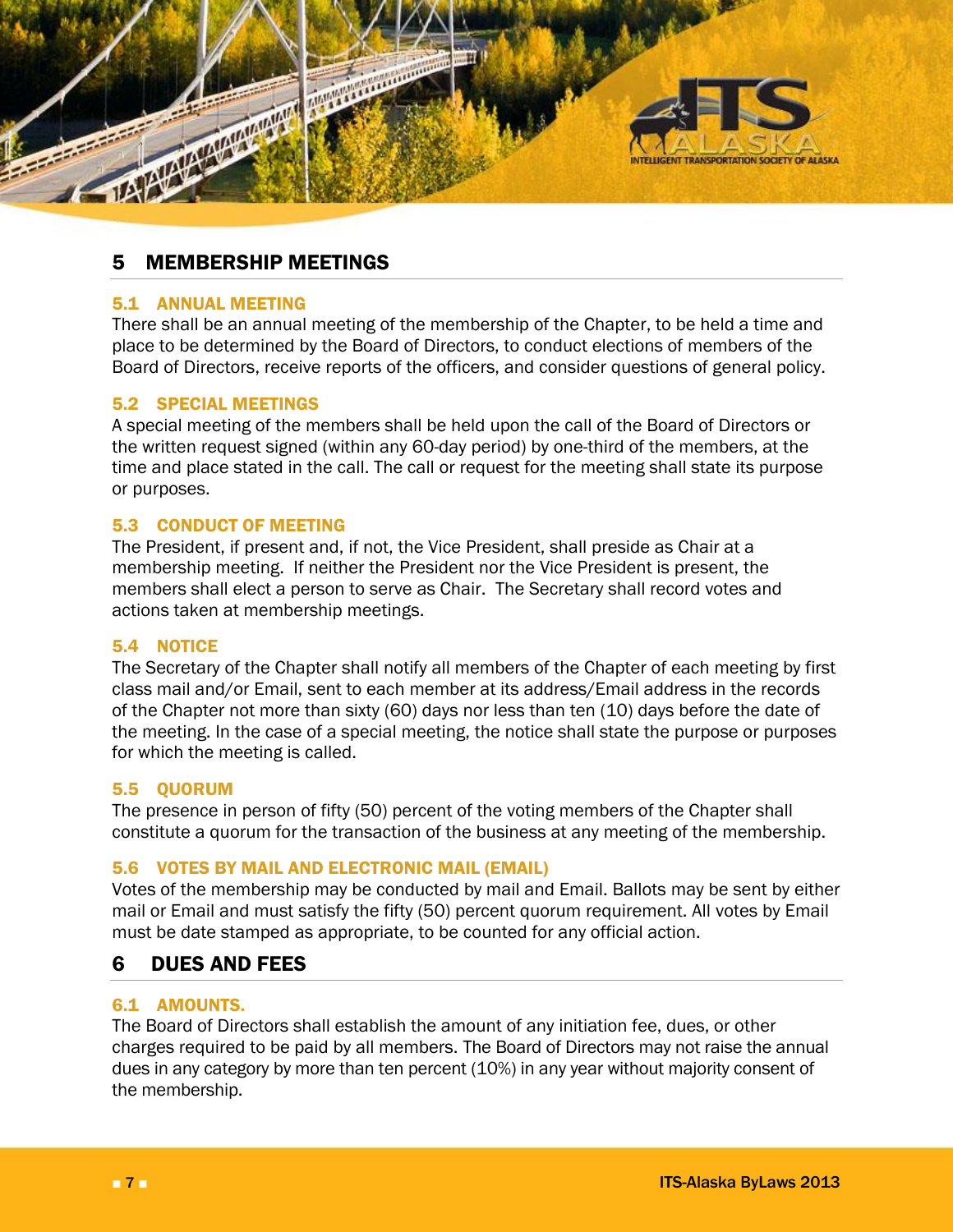# 5 MEMBERSHIP MEETINGS

## 5.1 ANNUAL MEETING

There shall be an annual meeting of the membership of the Chapter, to be held a time and place to be determined by the Board of Directors, to conduct elections of members of the Board of Directors, receive reports of the officers, and consider questions of general policy.

## 5.2 SPECIAL MEETINGS

A special meeting of the members shall be held upon the call of the Board of Directors or the written request signed (within any 60-day period) by one-third of the members, at the time and place stated in the call. The call or request for the meeting shall state its purpose or purposes.

## 5.3 CONDUCT OF MEETING

The President, if present and, if not, the Vice President, shall preside as Chair at a membership meeting. If neither the President nor the Vice President is present, the members shall elect a person to serve as Chair. The Secretary shall record votes and actions taken at membership meetings.

## 5.4 NOTICE

The Secretary of the Chapter shall notify all members of the Chapter of each meeting by first class mail and/or Email, sent to each member at its address/Email address in the records of the Chapter not more than sixty (60) days nor less than ten (10) days before the date of the meeting. In the case of a special meeting, the notice shall state the purpose or purposes for which the meeting is called.

## 5.5 QUORUM

The presence in person of fifty (50) percent of the voting members of the Chapter shall constitute a quorum for the transaction of the business at any meeting of the membership.

## 5.6 VOTES BY MAIL AND ELECTRONIC MAIL (EMAIL)

Votes of the membership may be conducted by mail and Email. Ballots may be sent by either mail or Email and must satisfy the fifty (50) percent quorum requirement. All votes by Email must be date stamped as appropriate, to be counted for any official action.

# 6 DUES AND FEES

## 6.1 AMOUNTS.

The Board of Directors shall establish the amount of any initiation fee, dues, or other charges required to be paid by all members. The Board of Directors may not raise the annual dues in any category by more than ten percent (10%) in any year without majority consent of the membership.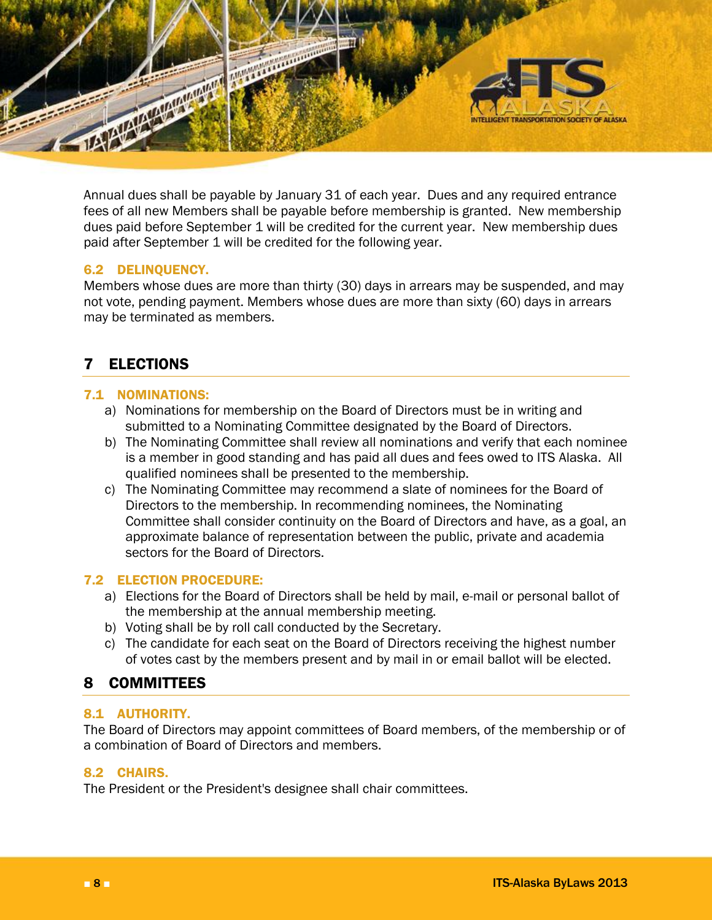Annual dues shall be payable by January 31 of each year. Dues and any required entrance fees of all new Members shall be payable before membership is granted. New membership dues paid before September 1 will be credited for the current year. New membership dues paid after September 1 will be credited for the following year.

### 6.2 DELINQUENCY.

Members whose dues are more than thirty (30) days in arrears may be suspended, and may not vote, pending payment. Members whose dues are more than sixty (60) days in arrears may be terminated as members.

## 7 ELECTIONS

### 7.1 NOMINATIONS:

a) Nominations for membership on the Board of Directors must be in writing and submitted to a Nominating Committee designated by the Board of Directors.
b) The Nominating Committee shall review all nominations and verify that each nominee is a member in good standing and has paid all dues and fees owed to ITS Alaska. All qualified nominees shall be presented to the membership.
c) The Nominating Committee may recommend a slate of nominees for the Board of Directors to the membership. In recommending nominees, the Nominating Committee shall consider continuity on the Board of Directors and have, as a goal, an approximate balance of representation between the public, private and academia sectors for the Board of Directors.

### 7.2 ELECTION PROCEDURE:

a) Elections for the Board of Directors shall be held by mail, e-mail or personal ballot of the membership at the annual membership meeting.
b) Voting shall be by roll call conducted by the Secretary.
c) The candidate for each seat on the Board of Directors receiving the highest number of votes cast by the members present and by mail in or email ballot will be elected.

## 8 COMMITTEES

### 8.1 AUTHORITY.

The Board of Directors may appoint committees of Board members, of the membership or of a combination of Board of Directors and members.

### 8.2 CHAIRS.

The President or the President's designee shall chair committees.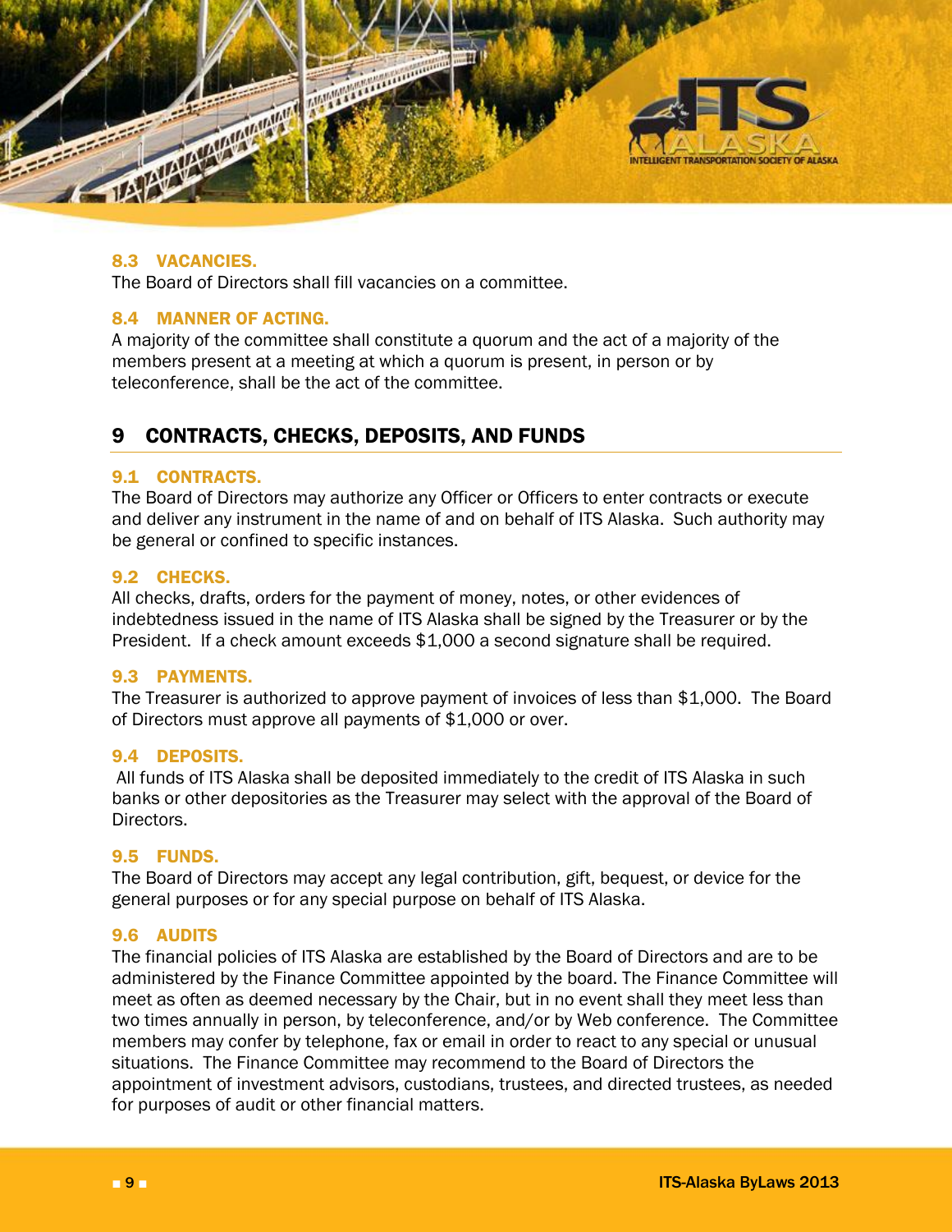### 8.3 VACANCIES.

The Board of Directors shall fill vacancies on a committee.

### 8.4 MANNER OF ACTING.

A majority of the committee shall constitute a quorum and the act of a majority of the members present at a meeting at which a quorum is present, in person or by teleconference, shall be the act of the committee.

## 9 CONTRACTS, CHECKS, DEPOSITS, AND FUNDS

### 9.1 CONTRACTS.

The Board of Directors may authorize any Officer or Officers to enter contracts or execute and deliver any instrument in the name of and on behalf of ITS Alaska. Such authority may be general or confined to specific instances.

### 9.2 CHECKS.

All checks, drafts, orders for the payment of money, notes, or other evidences of indebtedness issued in the name of ITS Alaska shall be signed by the Treasurer or by the President. If a check amount exceeds $1,000 a second signature shall be required.

### 9.3 PAYMENTS.

The Treasurer is authorized to approve payment of invoices of less than $1,000. The Board of Directors must approve all payments of $1,000 or over.

### 9.4 DEPOSITS.

All funds of ITS Alaska shall be deposited immediately to the credit of ITS Alaska in such banks or other depositories as the Treasurer may select with the approval of the Board of Directors.

### 9.5 FUNDS.

The Board of Directors may accept any legal contribution, gift, bequest, or device for the general purposes or for any special purpose on behalf of ITS Alaska.

### 9.6 AUDITS

The financial policies of ITS Alaska are established by the Board of Directors and are to be administered by the Finance Committee appointed by the board. The Finance Committee will meet as often as deemed necessary by the Chair, but in no event shall they meet less than two times annually in person, by teleconference, and/or by Web conference. The Committee members may confer by telephone, fax or email in order to react to any special or unusual situations. The Finance Committee may recommend to the Board of Directors the appointment of investment advisors, custodians, trustees, and directed trustees, as needed for purposes of audit or other financial matters.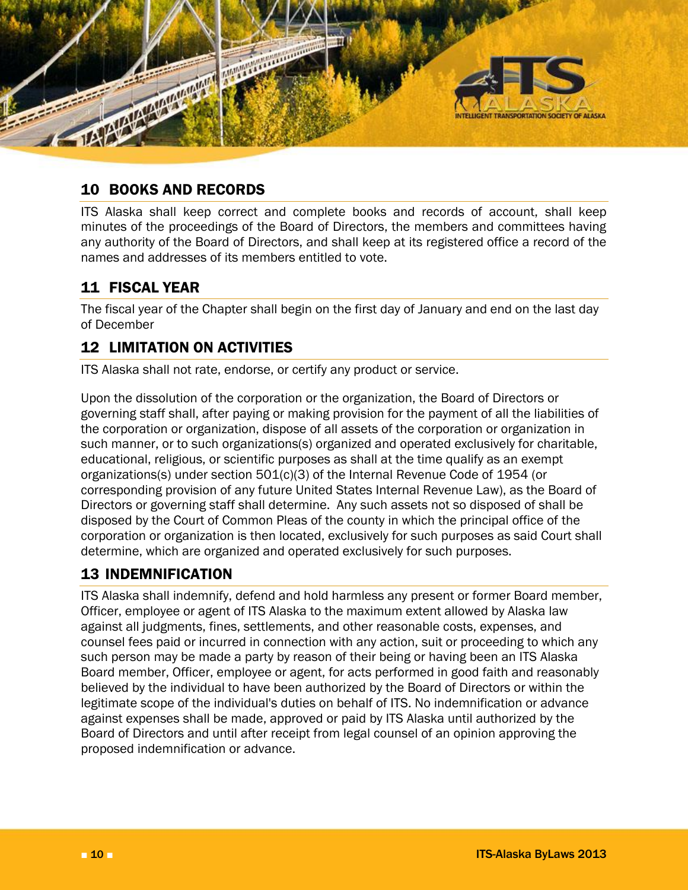## 10 BOOKS AND RECORDS

ITS Alaska shall keep correct and complete books and records of account, shall keep minutes of the proceedings of the Board of Directors, the members and committees having any authority of the Board of Directors, and shall keep at its registered office a record of the names and addresses of its members entitled to vote.

## 11 FISCAL YEAR

The fiscal year of the Chapter shall begin on the first day of January and end on the last day of December

## 12 LIMITATION ON ACTIVITIES

ITS Alaska shall not rate, endorse, or certify any product or service.

Upon the dissolution of the corporation or the organization, the Board of Directors or governing staff shall, after paying or making provision for the payment of all the liabilities of the corporation or organization, dispose of all assets of the corporation or organization in such manner, or to such organizations(s) organized and operated exclusively for charitable, educational, religious, or scientific purposes as shall at the time qualify as an exempt organizations(s) under section 501(c)(3) of the Internal Revenue Code of 1954 (or corresponding provision of any future United States Internal Revenue Law), as the Board of Directors or governing staff shall determine. Any such assets not so disposed of shall be disposed by the Court of Common Pleas of the county in which the principal office of the corporation or organization is then located, exclusively for such purposes as said Court shall determine, which are organized and operated exclusively for such purposes.

## 13 INDEMNIFICATION

ITS Alaska shall indemnify, defend and hold harmless any present or former Board member, Officer, employee or agent of ITS Alaska to the maximum extent allowed by Alaska law against all judgments, fines, settlements, and other reasonable costs, expenses, and counsel fees paid or incurred in connection with any action, suit or proceeding to which any such person may be made a party by reason of their being or having been an ITS Alaska Board member, Officer, employee or agent, for acts performed in good faith and reasonably believed by the individual to have been authorized by the Board of Directors or within the legitimate scope of the individual's duties on behalf of ITS. No indemnification or advance against expenses shall be made, approved or paid by ITS Alaska until authorized by the Board of Directors and until after receipt from legal counsel of an opinion approving the proposed indemnification or advance.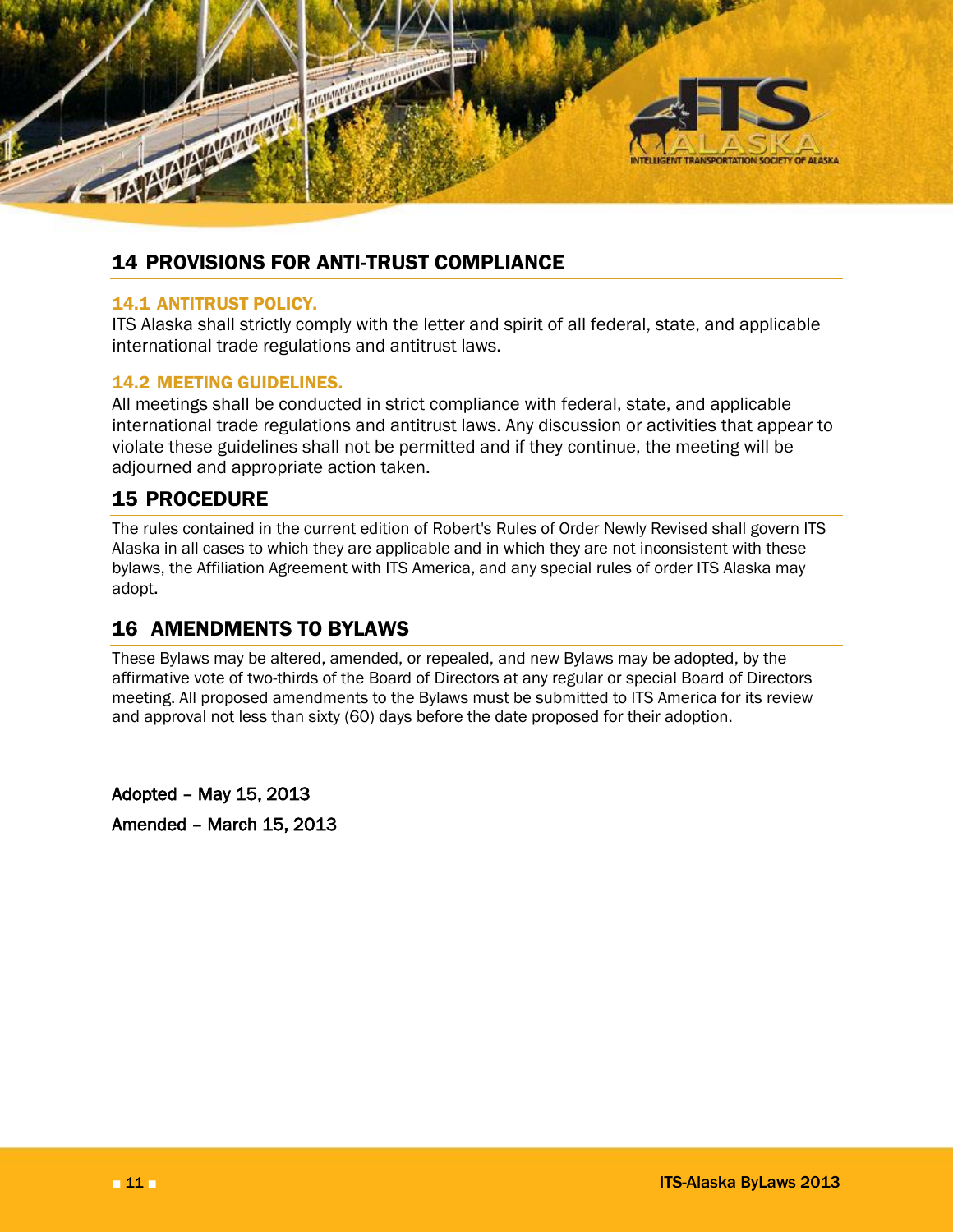## 14 PROVISIONS FOR ANTI-TRUST COMPLIANCE

### 14.1 ANTITRUST POLICY.

ITS Alaska shall strictly comply with the letter and spirit of all federal, state, and applicable international trade regulations and antitrust laws.

### 14.2 MEETING GUIDELINES.

All meetings shall be conducted in strict compliance with federal, state, and applicable international trade regulations and antitrust laws. Any discussion or activities that appear to violate these guidelines shall not be permitted and if they continue, the meeting will be adjourned and appropriate action taken.

## 15 PROCEDURE

The rules contained in the current edition of Robert's Rules of Order Newly Revised shall govern ITS Alaska in all cases to which they are applicable and in which they are not inconsistent with these bylaws, the Affiliation Agreement with ITS America, and any special rules of order ITS Alaska may adopt.

## 16 AMENDMENTS TO BYLAWS

These Bylaws may be altered, amended, or repealed, and new Bylaws may be adopted, by the affirmative vote of two-thirds of the Board of Directors at any regular or special Board of Directors meeting. All proposed amendments to the Bylaws must be submitted to ITS America for its review and approval not less than sixty (60) days before the date proposed for their adoption.

Adopted – May 15, 2013

Amended – March 15, 2013